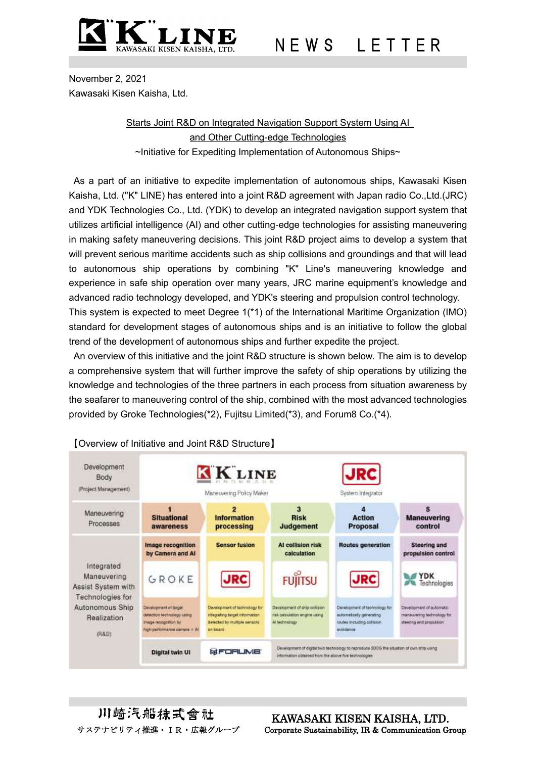# K LINE — NEWS LETTER

November 2, 2021
Kawasaki Kisen Kaisha, Ltd.

## Starts Joint R&D on Integrated Navigation Support System Using AI and Other Cutting-edge Technologies

~Initiative for Expediting Implementation of Autonomous Ships~

As a part of an initiative to expedite implementation of autonomous ships, Kawasaki Kisen Kaisha, Ltd. ("K" LINE) has entered into a joint R&D agreement with Japan radio Co.,Ltd.(JRC) and YDK Technologies Co., Ltd. (YDK) to develop an integrated navigation support system that utilizes artificial intelligence (AI) and other cutting-edge technologies for assisting maneuvering in making safety maneuvering decisions. This joint R&D project aims to develop a system that will prevent serious maritime accidents such as ship collisions and groundings and that will lead to autonomous ship operations by combining "K" Line's maneuvering knowledge and experience in safe ship operation over many years, JRC marine equipment's knowledge and advanced radio technology developed, and YDK's steering and propulsion control technology. This system is expected to meet Degree 1(*1) of the International Maritime Organization (IMO) standard for development stages of autonomous ships and is an initiative to follow the global trend of the development of autonomous ships and further expedite the project.

An overview of this initiative and the joint R&D structure is shown below. The aim is to develop a comprehensive system that will further improve the safety of ship operations by utilizing the knowledge and technologies of the three partners in each process from situation awareness by the seafarer to maneuvering control of the ship, combined with the most advanced technologies provided by Groke Technologies(*2), Fujitsu Limited(*3), and Forum8 Co.(*4).

【Overview of Initiative and Joint R&D Structure】

| | | | | | |
|---|---|---|---|---|---|
| Development Body (Project Management) | "K" LINE — Maneuvering Policy Maker | | | JRC — System Integrator | |
| Maneuvering Processes | 1 Situational awareness | 2 Information processing | 3 Risk Judgement | 4 Action Proposal | 5 Maneuvering control |
| Integrated Maneuvering Assist System with Technologies for Autonomous Ship Realization (R&D) | Image recognition by Camera and AI | Sensor fusion | AI collision risk calculation | Routes generation | Steering and propulsion control |
| | GROKE | JRC | FUJITSU | JRC | YDK Technologies |
| | Development of target detection technology using image recognition by high-performance camera + AI | Development of technology for integrating target information detected by multiple sensors on board | Development of ship collision risk calculation engine using AI technology | Development of technology for automatically generating routes including collision avoidance | Development of automatic maneuvering technology for steering and propulsion |
| | Digital twin UI | FORUM8 | Development of digital twin technology to reproduce 3DCG the situation of own ship using information obtained from the above five technologies | | |

川崎汽船株式會社
サステナビリティ推進・ＩＲ・広報グループ

KAWASAKI KISEN KAISHA, LTD.
Corporate Sustainability, IR & Communication Group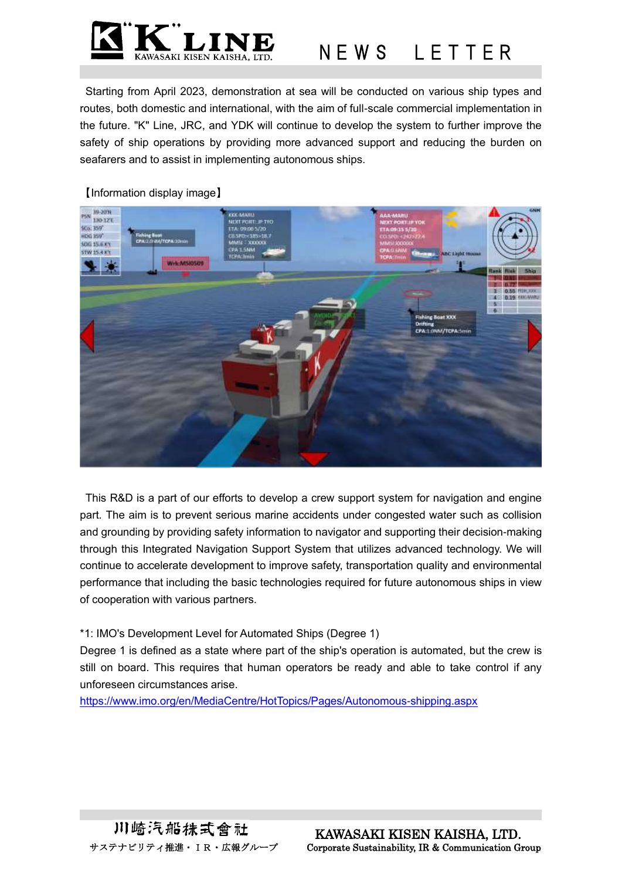Starting from April 2023, demonstration at sea will be conducted on various ship types and routes, both domestic and international, with the aim of full-scale commercial implementation in the future. "K" Line, JRC, and YDK will continue to develop the system to further improve the safety of ship operations by providing more advanced support and reducing the burden on seafarers and to assist in implementing autonomous ships.

【Information display image】

This R&D is a part of our efforts to develop a crew support system for navigation and engine part. The aim is to prevent serious marine accidents under congested water such as collision and grounding by providing safety information to navigator and supporting their decision-making through this Integrated Navigation Support System that utilizes advanced technology. We will continue to accelerate development to improve safety, transportation quality and environmental performance that including the basic technologies required for future autonomous ships in view of cooperation with various partners.

*1: IMO's Development Level for Automated Ships (Degree 1)
Degree 1 is defined as a state where part of the ship's operation is automated, but the crew is still on board. This requires that human operators be ready and able to take control if any unforeseen circumstances arise.
https://www.imo.org/en/MediaCentre/HotTopics/Pages/Autonomous-shipping.aspx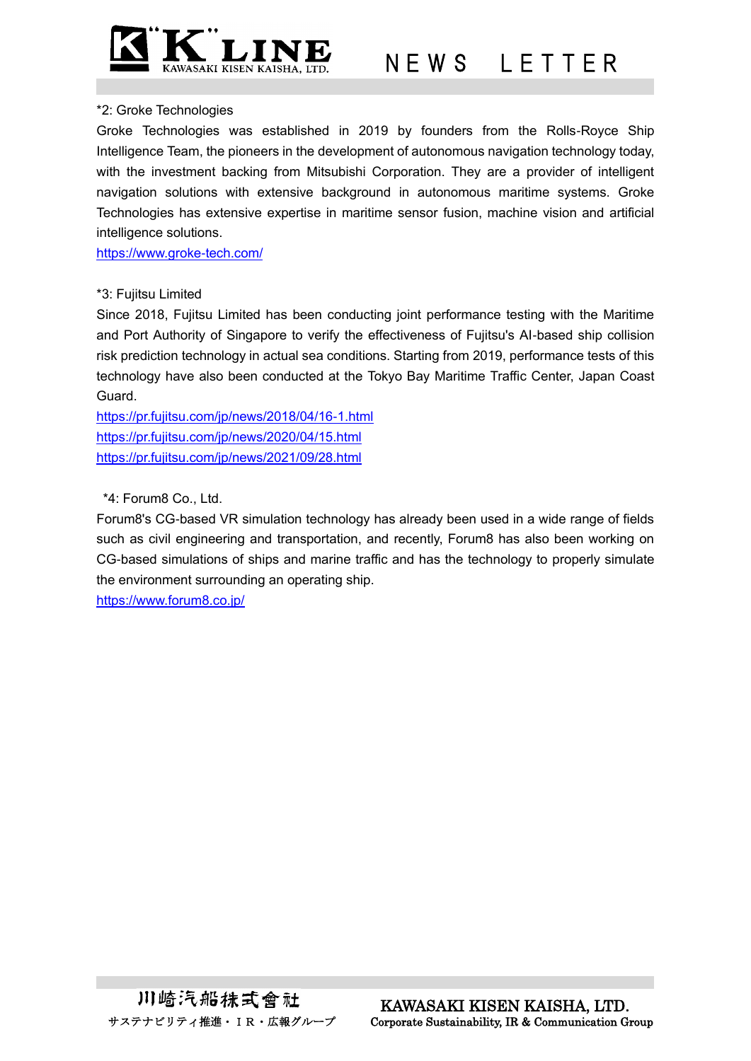*2: Groke Technologies

Groke Technologies was established in 2019 by founders from the Rolls-Royce Ship Intelligence Team, the pioneers in the development of autonomous navigation technology today, with the investment backing from Mitsubishi Corporation. They are a provider of intelligent navigation solutions with extensive background in autonomous maritime systems. Groke Technologies has extensive expertise in maritime sensor fusion, machine vision and artificial intelligence solutions.

https://www.groke-tech.com/

*3: Fujitsu Limited

Since 2018, Fujitsu Limited has been conducting joint performance testing with the Maritime and Port Authority of Singapore to verify the effectiveness of Fujitsu's AI-based ship collision risk prediction technology in actual sea conditions. Starting from 2019, performance tests of this technology have also been conducted at the Tokyo Bay Maritime Traffic Center, Japan Coast Guard.

https://pr.fujitsu.com/jp/news/2018/04/16-1.html
https://pr.fujitsu.com/jp/news/2020/04/15.html
https://pr.fujitsu.com/jp/news/2021/09/28.html

*4: Forum8 Co., Ltd.

Forum8's CG-based VR simulation technology has already been used in a wide range of fields such as civil engineering and transportation, and recently, Forum8 has also been working on CG-based simulations of ships and marine traffic and has the technology to properly simulate the environment surrounding an operating ship.

https://www.forum8.co.jp/